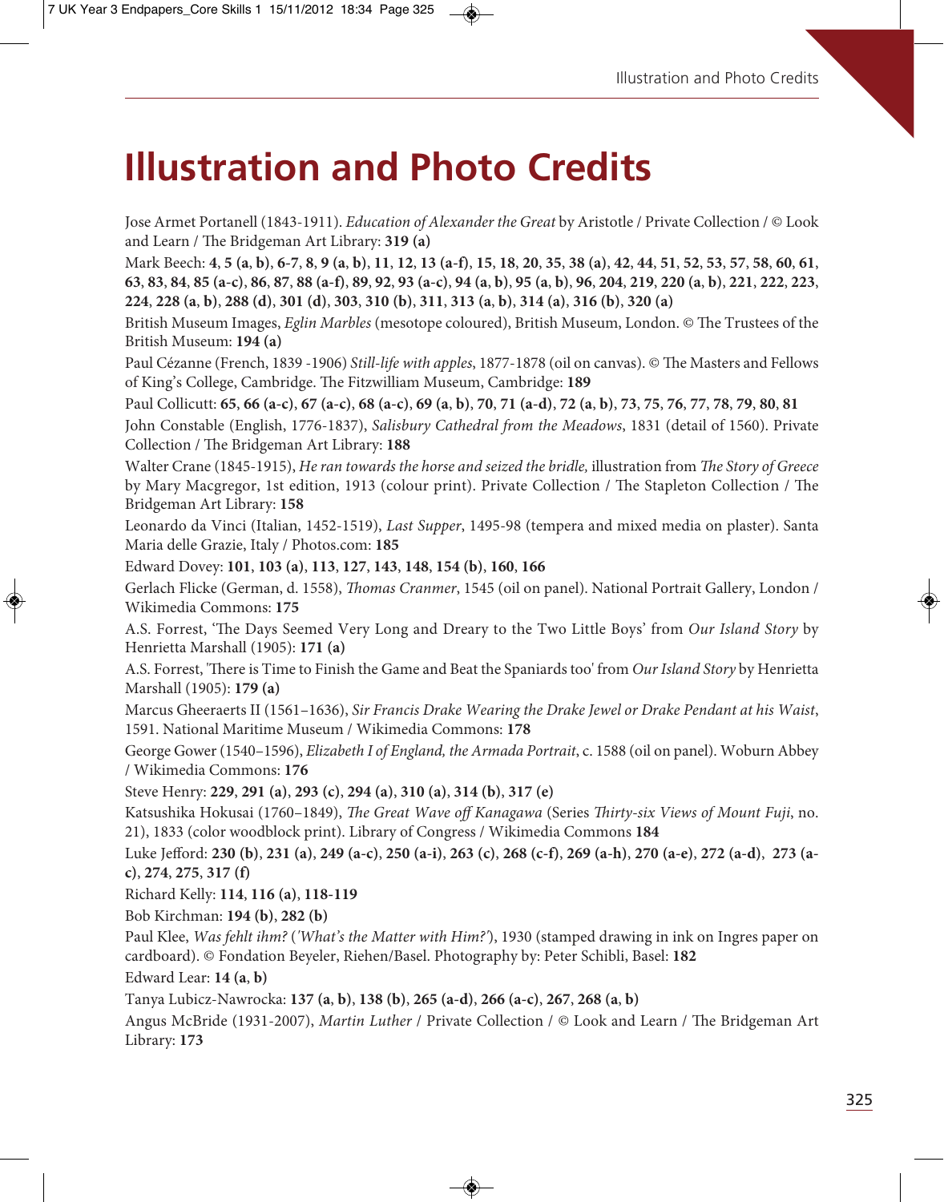# Illustration and Photo Credits

Jose Armet Portanell (1843-1911). *Education of Alexander the Great* by Aristotle / Private Collection / © Look and Learn / The Bridgeman Art Library: **319 (a)**

Mark Beech: **4**, **5 (a**, **b)**, **6-7**, **8**, **9 (a**, **b)**, **11**, **12**, **13 (a-f)**, **15**, **18**, **20**, **35**, **38 (a)**, **42**, **44**, **51**, **52**, **53**, **57**, **58**, **60**, **61**, **63**, **83**, **84**, **85 (a-c)**, **86**, **87**, **88 (a-f)**, **89**, **92**, **93 (a-c)**, **94 (a**, **b)**, **95 (a**, **b)**, **96**, **204**, **219**, **220 (a**, **b)**, **221**, **222**, **223**, **224**, **228 (a**, **b)**, **288 (d)**, **301 (d)**, **303**, **310 (b)**, **311**, **313 (a**, **b)**, **314 (a)**, **316 (b)**, **320 (a)**

British Museum Images, *Eglin Marbles* (mesotope coloured), British Museum, London. © The Trustees of the British Museum: **194 (a)**

Paul Cézanne (French, 1839 -1906) *Still-life with apples*, 1877-1878 (oil on canvas). © The Masters and Fellows of King's College, Cambridge. The Fitzwilliam Museum, Cambridge: **189**

Paul Collicutt: **65**, **66 (a-c)**, **67 (a-c)**, **68 (a-c)**, **69 (a**, **b)**, **70**, **71 (a-d)**, **72 (a**, **b)**, **73**, **75**, **76**, **77**, **78**, **79**, **80**, **81**

John Constable (English, 1776-1837), *Salisbury Cathedral from the Meadows*, 1831 (detail of 1560). Private Collection / The Bridgeman Art Library: **188**

Walter Crane (1845-1915), *He ran towards the horse and seized the bridle,* illustration from *The Story of Greece* by Mary Macgregor, 1st edition, 1913 (colour print). Private Collection / The Stapleton Collection / The Bridgeman Art Library: **158**

Leonardo da Vinci (Italian, 1452-1519), *Last Supper*, 1495-98 (tempera and mixed media on plaster). Santa Maria delle Grazie, Italy / Photos.com: **185**

Edward Dovey: **101**, **103 (a)**, **113**, **127**, **143**, **148**, **154 (b)**, **160**, **166**

Gerlach Flicke (German, d. 1558), *Thomas Cranmer*, 1545 (oil on panel). National Portrait Gallery, London / Wikimedia Commons: **175**

A.S. Forrest, 'The Days Seemed Very Long and Dreary to the Two Little Boys' from *Our Island Story* by Henrietta Marshall (1905): **171 (a)**

A.S. Forrest, 'There is Time to Finish the Game and Beat the Spaniards too' from *Our Island Story* by Henrietta Marshall (1905): **179 (a)**

Marcus Gheeraerts II (1561–1636), *Sir Francis Drake Wearing the Drake Jewel or Drake Pendant at his Waist*, 1591. National Maritime Museum / Wikimedia Commons: **178**

George Gower (1540–1596), *Elizabeth I of England, the Armada Portrait*, c. 1588 (oil on panel). Woburn Abbey / Wikimedia Commons: **176**

Steve Henry: **229**, **291 (a)**, **293 (c)**, **294 (a)**, **310 (a)**, **314 (b)**, **317 (e)**

Katsushika Hokusai (1760–1849), *The Great Wave off Kanagawa* (Series *Thirty-six Views of Mount Fuji*, no. 21), 1833 (color woodblock print). Library of Congress / Wikimedia Commons **184**

Luke Jefford: **230 (b)**, **231 (a)**, **249 (a-c)**, **250 (a-i)**, **263 (c)**, **268 (c-f)**, **269 (a-h)**, **270 (a-e)**, **272 (a-d)**, **273 (a-c)**, **274**, **275**, **317 (f)**

Richard Kelly: **114**, **116 (a)**, **118-119**

Bob Kirchman: **194 (b)**, **282 (b)**

Paul Klee, *Was fehlt ihm?* (*'What's the Matter with Him?'*), 1930 (stamped drawing in ink on Ingres paper on cardboard). © Fondation Beyeler, Riehen/Basel. Photography by: Peter Schibli, Basel: **182**

Edward Lear: **14 (a**, **b)**

Tanya Lubicz-Nawrocka: **137 (a**, **b)**, **138 (b)**, **265 (a-d)**, **266 (a-c)**, **267**, **268 (a**, **b)**

Angus McBride (1931-2007), *Martin Luther* / Private Collection / © Look and Learn / The Bridgeman Art Library: **173**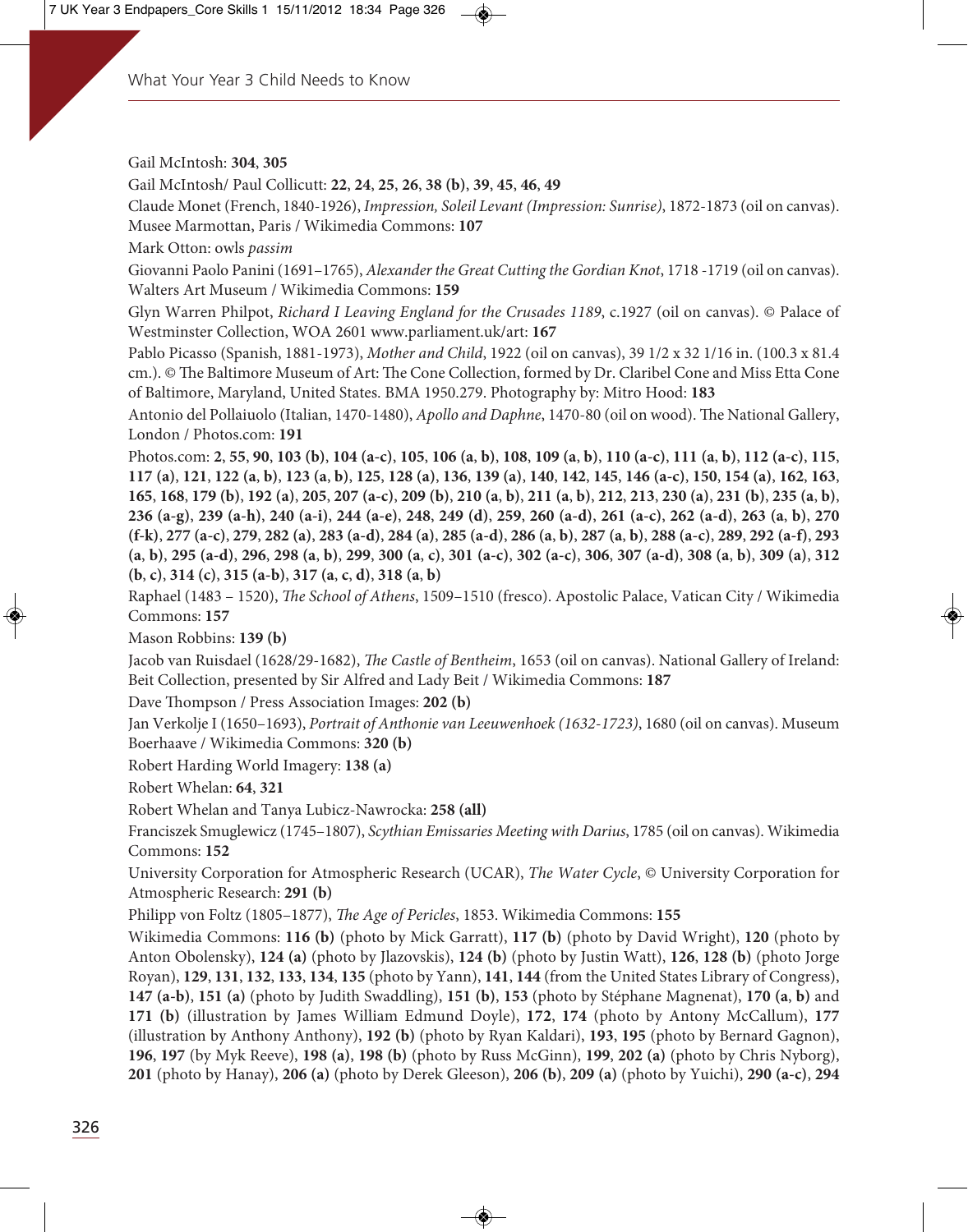Gail McIntosh: **304**, **305**

Gail McIntosh/ Paul Collicutt: **22**, **24**, **25**, **26**, **38 (b)**, **39**, **45**, **46**, **49**

Claude Monet (French, 1840-1926), *Impression, Soleil Levant (Impression: Sunrise)*, 1872-1873 (oil on canvas). Musee Marmottan, Paris / Wikimedia Commons: **107**

Mark Otton: owls *passim*

Giovanni Paolo Panini (1691–1765), *Alexander the Great Cutting the Gordian Knot*, 1718 -1719 (oil on canvas). Walters Art Museum / Wikimedia Commons: **159**

Glyn Warren Philpot, *Richard I Leaving England for the Crusades 1189*, c.1927 (oil on canvas). © Palace of Westminster Collection, WOA 2601 www.parliament.uk/art: **167**

Pablo Picasso (Spanish, 1881-1973), *Mother and Child*, 1922 (oil on canvas), 39 1/2 x 32 1/16 in. (100.3 x 81.4 cm.). © The Baltimore Museum of Art: The Cone Collection, formed by Dr. Claribel Cone and Miss Etta Cone of Baltimore, Maryland, United States. BMA 1950.279. Photography by: Mitro Hood: **183**

Antonio del Pollaiuolo (Italian, 1470-1480), *Apollo and Daphne*, 1470-80 (oil on wood). The National Gallery, London / Photos.com: **191**

Photos.com: **2**, **55**, **90**, **103 (b)**, **104 (a-c)**, **105**, **106 (a, b)**, **108**, **109 (a, b)**, **110 (a-c)**, **111 (a, b)**, **112 (a-c)**, **115**, **117 (a)**, **121**, **122 (a, b)**, **123 (a, b)**, **125**, **128 (a)**, **136**, **139 (a)**, **140**, **142**, **145**, **146 (a-c)**, **150**, **154 (a)**, **162**, **163**, **165**, **168**, **179 (b)**, **192 (a)**, **205**, **207 (a-c)**, **209 (b)**, **210 (a, b)**, **211 (a, b)**, **212**, **213**, **230 (a)**, **231 (b)**, **235 (a, b)**, **236 (a-g)**, **239 (a-h)**, **240 (a-i)**, **244 (a-e)**, **248**, **249 (d)**, **259**, **260 (a-d)**, **261 (a-c)**, **262 (a-d)**, **263 (a, b)**, **270 (f-k)**, **277 (a-c)**, **279**, **282 (a)**, **283 (a-d)**, **284 (a)**, **285 (a-d)**, **286 (a, b)**, **287 (a, b)**, **288 (a-c)**, **289**, **292 (a-f)**, **293 (a, b)**, **295 (a-d)**, **296**, **298 (a, b)**, **299**, **300 (a, c)**, **301 (a-c)**, **302 (a-c)**, **306**, **307 (a-d)**, **308 (a, b)**, **309 (a)**, **312 (b, c)**, **314 (c)**, **315 (a-b)**, **317 (a, c, d)**, **318 (a, b)**

Raphael (1483 – 1520), *The School of Athens*, 1509–1510 (fresco). Apostolic Palace, Vatican City / Wikimedia Commons: **157**

Mason Robbins: **139 (b)**

Jacob van Ruisdael (1628/29-1682), *The Castle of Bentheim*, 1653 (oil on canvas). National Gallery of Ireland: Beit Collection, presented by Sir Alfred and Lady Beit / Wikimedia Commons: **187**

Dave Thompson / Press Association Images: **202 (b)**

Jan Verkolje I (1650–1693), *Portrait of Anthonie van Leeuwenhoek (1632-1723)*, 1680 (oil on canvas). Museum Boerhaave / Wikimedia Commons: **320 (b)**

Robert Harding World Imagery: **138 (a)**

Robert Whelan: **64**, **321**

Robert Whelan and Tanya Lubicz-Nawrocka: **258 (all)**

Franciszek Smuglewicz (1745–1807), *Scythian Emissaries Meeting with Darius*, 1785 (oil on canvas). Wikimedia Commons: **152**

University Corporation for Atmospheric Research (UCAR), *The Water Cycle*, © University Corporation for Atmospheric Research: **291 (b)**

Philipp von Foltz (1805–1877), *The Age of Pericles*, 1853. Wikimedia Commons: **155**

Wikimedia Commons: **116 (b)** (photo by Mick Garratt), **117 (b)** (photo by David Wright), **120** (photo by Anton Obolensky), **124 (a)** (photo by Jlazovskis), **124 (b)** (photo by Justin Watt), **126**, **128 (b)** (photo Jorge Royan), **129**, **131**, **132**, **133**, **134**, **135** (photo by Yann), **141**, **144** (from the United States Library of Congress), **147 (a-b)**, **151 (a)** (photo by Judith Swaddling), **151 (b)**, **153** (photo by Stéphane Magnenat), **170 (a, b)** and **171 (b)** (illustration by James William Edmund Doyle), **172**, **174** (photo by Antony McCallum), **177** (illustration by Anthony Anthony), **192 (b)** (photo by Ryan Kaldari), **193**, **195** (photo by Bernard Gagnon), **196**, **197** (by Myk Reeve), **198 (a)**, **198 (b)** (photo by Russ McGinn), **199**, **202 (a)** (photo by Chris Nyborg), **201** (photo by Hanay), **206 (a)** (photo by Derek Gleeson), **206 (b)**, **209 (a)** (photo by Yuichi), **290 (a-c)**, **294**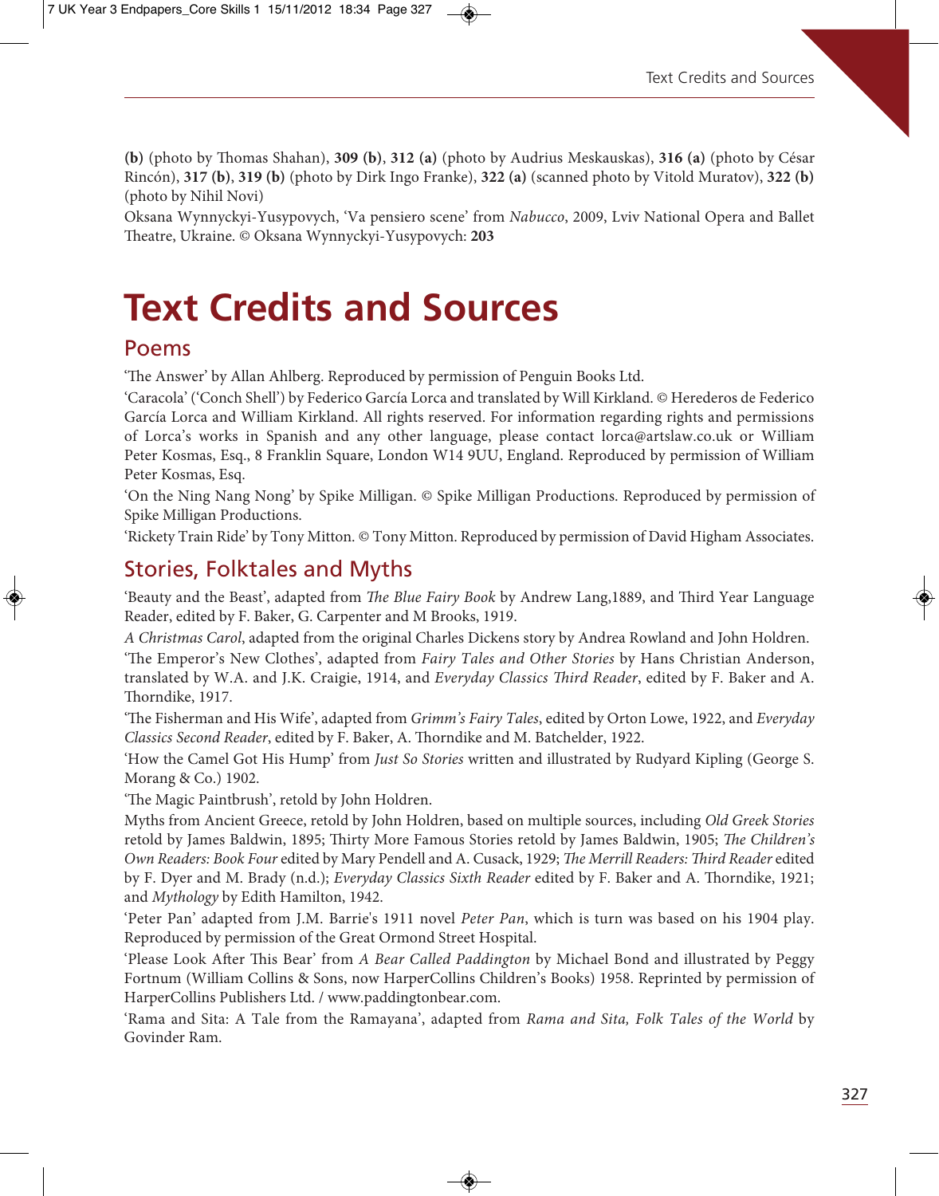**(b)** (photo by Thomas Shahan), **309 (b)**, **312 (a)** (photo by Audrius Meskauskas), **316 (a)** (photo by César Rincón), **317 (b)**, **319 (b)** (photo by Dirk Ingo Franke), **322 (a)** (scanned photo by Vitold Muratov), **322 (b)** (photo by Nihil Novi)

Oksana Wynnyckyi-Yusypovych, 'Va pensiero scene' from *Nabucco*, 2009, Lviv National Opera and Ballet Theatre, Ukraine. © Oksana Wynnyckyi-Yusypovych: **203**

# Text Credits and Sources

## Poems

'The Answer' by Allan Ahlberg. Reproduced by permission of Penguin Books Ltd.

'Caracola' ('Conch Shell') by Federico García Lorca and translated by Will Kirkland. © Herederos de Federico García Lorca and William Kirkland. All rights reserved. For information regarding rights and permissions of Lorca's works in Spanish and any other language, please contact lorca@artslaw.co.uk or William Peter Kosmas, Esq., 8 Franklin Square, London W14 9UU, England. Reproduced by permission of William Peter Kosmas, Esq.

'On the Ning Nang Nong' by Spike Milligan. © Spike Milligan Productions. Reproduced by permission of Spike Milligan Productions.

'Rickety Train Ride' by Tony Mitton. © Tony Mitton. Reproduced by permission of David Higham Associates.

## Stories, Folktales and Myths

'Beauty and the Beast', adapted from *The Blue Fairy Book* by Andrew Lang,1889, and Third Year Language Reader, edited by F. Baker, G. Carpenter and M Brooks, 1919.

*A Christmas Carol*, adapted from the original Charles Dickens story by Andrea Rowland and John Holdren.

'The Emperor's New Clothes', adapted from *Fairy Tales and Other Stories* by Hans Christian Anderson, translated by W.A. and J.K. Craigie, 1914, and *Everyday Classics Third Reader*, edited by F. Baker and A. Thorndike, 1917.

'The Fisherman and His Wife', adapted from *Grimm's Fairy Tales*, edited by Orton Lowe, 1922, and *Everyday Classics Second Reader*, edited by F. Baker, A. Thorndike and M. Batchelder, 1922.

'How the Camel Got His Hump' from *Just So Stories* written and illustrated by Rudyard Kipling (George S. Morang & Co.) 1902.

'The Magic Paintbrush', retold by John Holdren.

Myths from Ancient Greece, retold by John Holdren, based on multiple sources, including *Old Greek Stories* retold by James Baldwin, 1895; Thirty More Famous Stories retold by James Baldwin, 1905; *The Children's Own Readers: Book Four* edited by Mary Pendell and A. Cusack, 1929; *The Merrill Readers: Third Reader* edited by F. Dyer and M. Brady (n.d.); *Everyday Classics Sixth Reader* edited by F. Baker and A. Thorndike, 1921; and *Mythology* by Edith Hamilton, 1942.

'Peter Pan' adapted from J.M. Barrie's 1911 novel *Peter Pan*, which is turn was based on his 1904 play. Reproduced by permission of the Great Ormond Street Hospital.

'Please Look After This Bear' from *A Bear Called Paddington* by Michael Bond and illustrated by Peggy Fortnum (William Collins & Sons, now HarperCollins Children's Books) 1958. Reprinted by permission of HarperCollins Publishers Ltd. / www.paddingtonbear.com.

'Rama and Sita: A Tale from the Ramayana', adapted from *Rama and Sita, Folk Tales of the World* by Govinder Ram.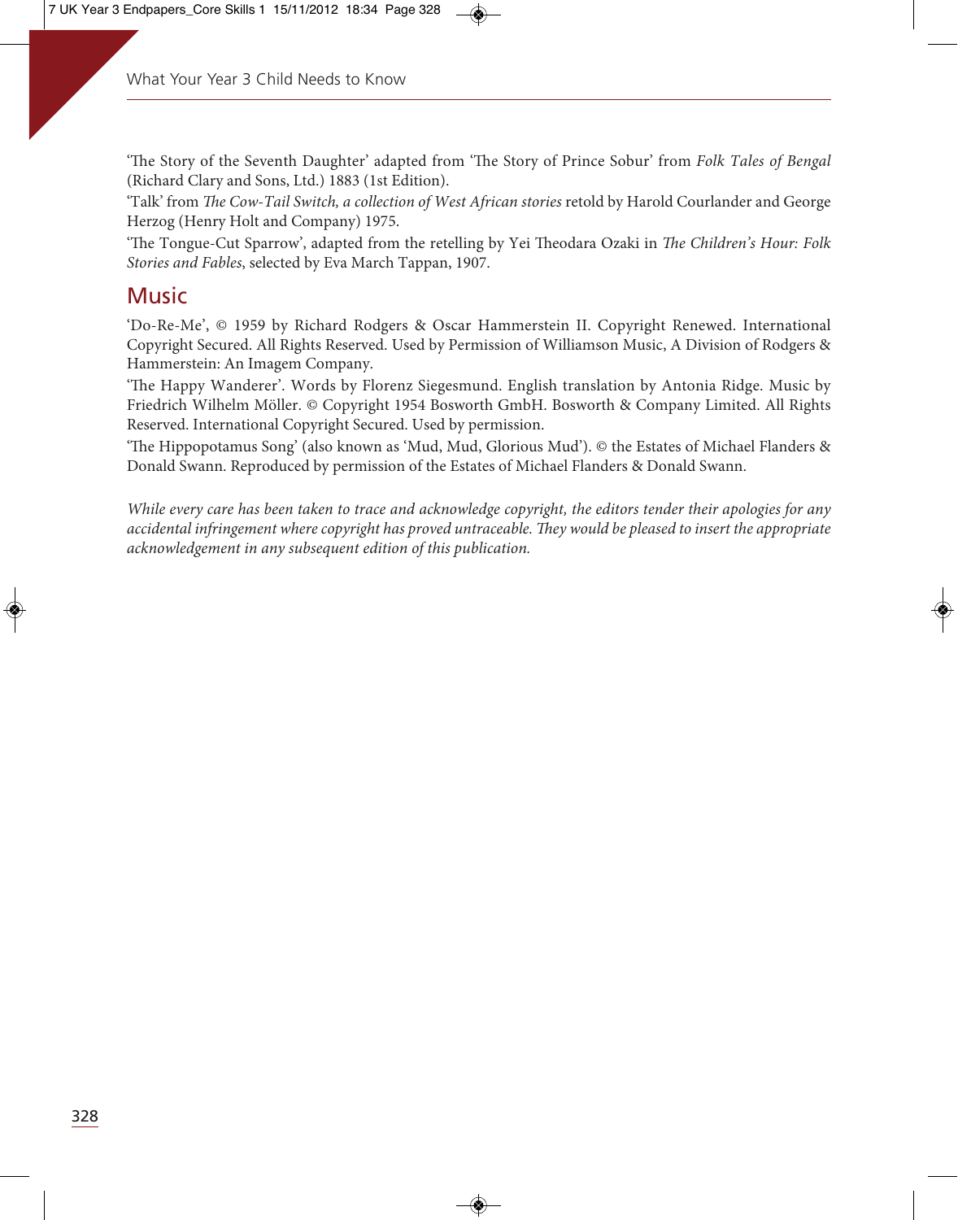'The Story of the Seventh Daughter' adapted from 'The Story of Prince Sobur' from *Folk Tales of Bengal* (Richard Clary and Sons, Ltd.) 1883 (1st Edition).

'Talk' from *The Cow-Tail Switch, a collection of West African stories* retold by Harold Courlander and George Herzog (Henry Holt and Company) 1975.

'The Tongue-Cut Sparrow', adapted from the retelling by Yei Theodara Ozaki in *The Children's Hour: Folk Stories and Fables*, selected by Eva March Tappan, 1907.

## Music

'Do-Re-Me', © 1959 by Richard Rodgers & Oscar Hammerstein II. Copyright Renewed. International Copyright Secured. All Rights Reserved. Used by Permission of Williamson Music, A Division of Rodgers & Hammerstein: An Imagem Company.

'The Happy Wanderer'. Words by Florenz Siegesmund. English translation by Antonia Ridge. Music by Friedrich Wilhelm Möller. © Copyright 1954 Bosworth GmbH. Bosworth & Company Limited. All Rights Reserved. International Copyright Secured. Used by permission.

'The Hippopotamus Song' (also known as 'Mud, Mud, Glorious Mud'). © the Estates of Michael Flanders & Donald Swann. Reproduced by permission of the Estates of Michael Flanders & Donald Swann.

*While every care has been taken to trace and acknowledge copyright, the editors tender their apologies for any accidental infringement where copyright has proved untraceable. They would be pleased to insert the appropriate acknowledgement in any subsequent edition of this publication.*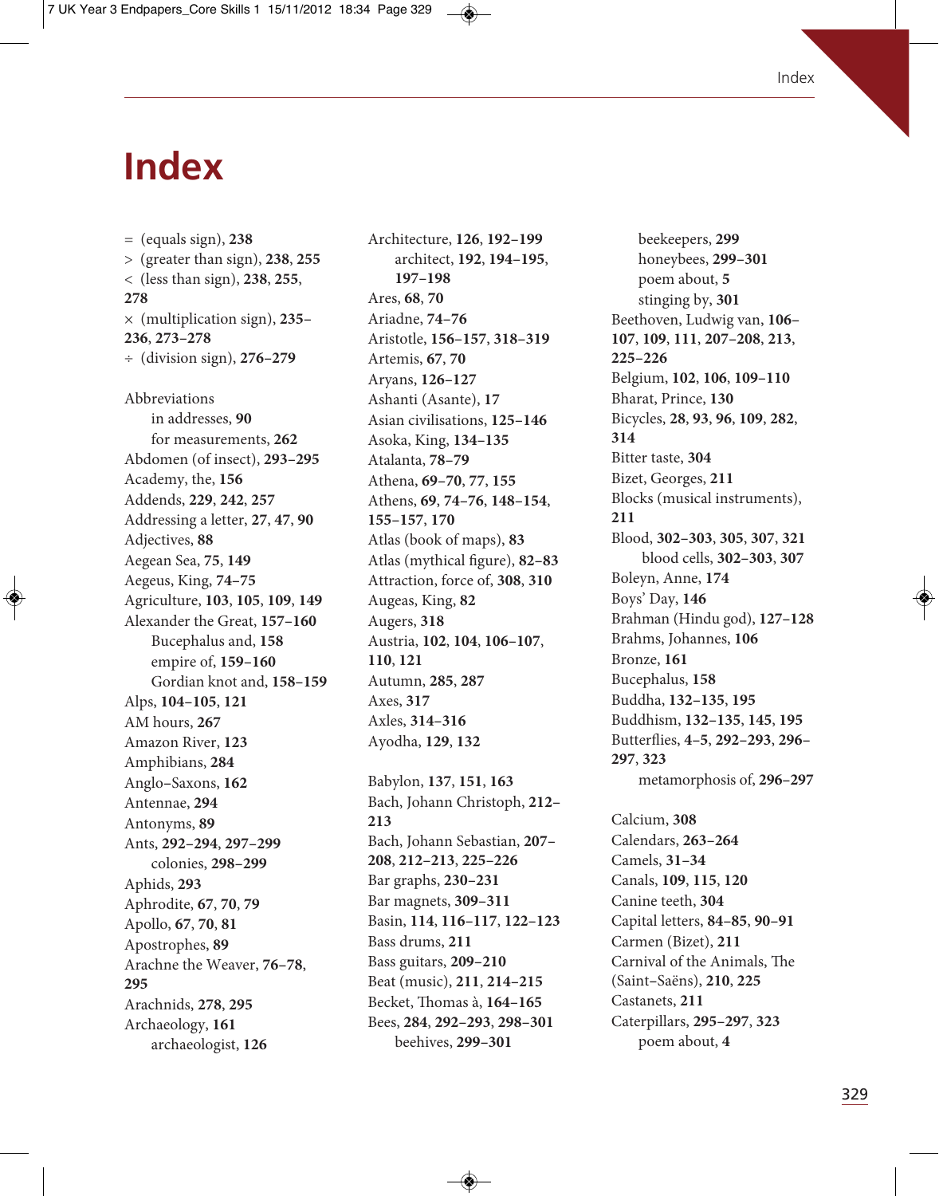# Index

= (equals sign), **238**
> (greater than sign), **238**, **255**
< (less than sign), **238**, **255**, **278**
× (multiplication sign), **235–236**, **273–278**
÷ (division sign), **276–279**

Abbreviations
- in addresses, **90**
- for measurements, **262**

Abdomen (of insect), **293–295**
Academy, the, **156**
Addends, **229**, **242**, **257**
Addressing a letter, **27**, **47**, **90**
Adjectives, **88**
Aegean Sea, **75**, **149**
Aegeus, King, **74–75**
Agriculture, **103**, **105**, **109**, **149**
Alexander the Great, **157–160**
- Bucephalus and, **158**
- empire of, **159–160**
- Gordian knot and, **158–159**

Alps, **104–105**, **121**
AM hours, **267**
Amazon River, **123**
Amphibians, **284**
Anglo–Saxons, **162**
Antennae, **294**
Antonyms, **89**
Ants, **292–294**, **297–299**
- colonies, **298–299**

Aphids, **293**
Aphrodite, **67**, **70**, **79**
Apollo, **67**, **70**, **81**
Apostrophes, **89**
Arachne the Weaver, **76–78**, **295**
Arachnids, **278**, **295**
Archaeology, **161**
- archaeologist, **126**

Architecture, **126**, **192–199**
- architect, **192**, **194–195**, **197–198**

Ares, **68**, **70**
Ariadne, **74–76**
Aristotle, **156–157**, **318–319**
Artemis, **67**, **70**
Aryans, **126–127**
Ashanti (Asante), **17**
Asian civilisations, **125–146**
Asoka, King, **134–135**
Atalanta, **78–79**
Athena, **69–70**, **77**, **155**
Athens, **69**, **74–76**, **148–154**, **155–157**, **170**
Atlas (book of maps), **83**
Atlas (mythical figure), **82–83**
Attraction, force of, **308**, **310**
Augeas, King, **82**
Augers, **318**
Austria, **102**, **104**, **106–107**, **110**, **121**
Autumn, **285**, **287**
Axes, **317**
Axles, **314–316**
Ayodha, **129**, **132**

Babylon, **137**, **151**, **163**
Bach, Johann Christoph, **212–213**
Bach, Johann Sebastian, **207–208**, **212–213**, **225–226**
Bar graphs, **230–231**
Bar magnets, **309–311**
Basin, **114**, **116–117**, **122–123**
Bass drums, **211**
Bass guitars, **209–210**
Beat (music), **211**, **214–215**
Becket, Thomas à, **164–165**
Bees, **284**, **292–293**, **298–301**
- beehives, **299–301**
- beekeepers, **299**
- honeybees, **299–301**
- poem about, **5**
- stinging by, **301**

Beethoven, Ludwig van, **106–107**, **109**, **111**, **207–208**, **213**, **225–226**
Belgium, **102**, **106**, **109–110**
Bharat, Prince, **130**
Bicycles, **28**, **93**, **96**, **109**, **282**, **314**
Bitter taste, **304**
Bizet, Georges, **211**
Blocks (musical instruments), **211**
Blood, **302–303**, **305**, **307**, **321**
- blood cells, **302–303**, **307**

Boleyn, Anne, **174**
Boys' Day, **146**
Brahman (Hindu god), **127–128**
Brahms, Johannes, **106**
Bronze, **161**
Bucephalus, **158**
Buddha, **132–135**, **195**
Buddhism, **132–135**, **145**, **195**
Butterflies, **4–5**, **292–293**, **296–297**, **323**
- metamorphosis of, **296–297**

Calcium, **308**
Calendars, **263–264**
Camels, **31–34**
Canals, **109**, **115**, **120**
Canine teeth, **304**
Capital letters, **84–85**, **90–91**
Carmen (Bizet), **211**
Carnival of the Animals, The (Saint–Saëns), **210**, **225**
Castanets, **211**
Caterpillars, **295–297**, **323**
- poem about, **4**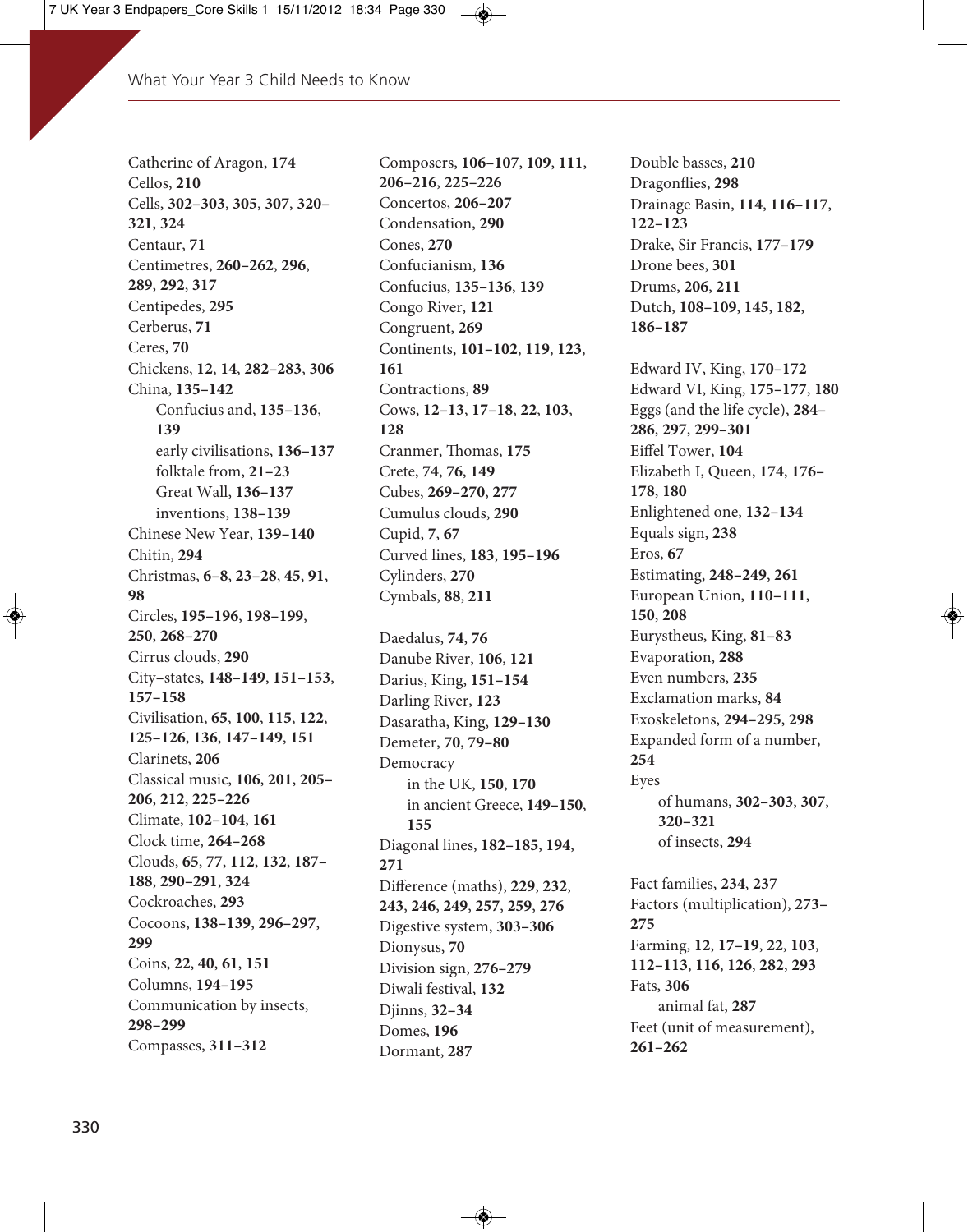Catherine of Aragon, **174**
Cellos, **210**
Cells, **302–303**, **305**, **307**, **320–321**, **324**
Centaur, **71**
Centimetres, **260–262**, **296**, **289**, **292**, **317**
Centipedes, **295**
Cerberus, **71**
Ceres, **70**
Chickens, **12**, **14**, **282–283**, **306**
China, **135–142**
    Confucius and, **135–136**, **139**
    early civilisations, **136–137**
    folktale from, **21–23**
    Great Wall, **136–137**
    inventions, **138–139**
Chinese New Year, **139–140**
Chitin, **294**
Christmas, **6–8**, **23–28**, **45**, **91**, **98**
Circles, **195–196**, **198–199**, **250**, **268–270**
Cirrus clouds, **290**
City–states, **148–149**, **151–153**, **157–158**
Civilisation, **65**, **100**, **115**, **122**, **125–126**, **136**, **147–149**, **151**
Clarinets, **206**
Classical music, **106**, **201**, **205–206**, **212**, **225–226**
Climate, **102–104**, **161**
Clock time, **264–268**
Clouds, **65**, **77**, **112**, **132**, **187–188**, **290–291**, **324**
Cockroaches, **293**
Cocoons, **138–139**, **296–297**, **299**
Coins, **22**, **40**, **61**, **151**
Columns, **194–195**
Communication by insects, **298–299**
Compasses, **311–312**

Composers, **106–107**, **109**, **111**, **206–216**, **225–226**
Concertos, **206–207**
Condensation, **290**
Cones, **270**
Confucianism, **136**
Confucius, **135–136**, **139**
Congo River, **121**
Congruent, **269**
Continents, **101–102**, **119**, **123**, **161**
Contractions, **89**
Cows, **12–13**, **17–18**, **22**, **103**, **128**
Cranmer, Thomas, **175**
Crete, **74**, **76**, **149**
Cubes, **269–270**, **277**
Cumulus clouds, **290**
Cupid, **7**, **67**
Curved lines, **183**, **195–196**
Cylinders, **270**
Cymbals, **88**, **211**

Daedalus, **74**, **76**
Danube River, **106**, **121**
Darius, King, **151–154**
Darling River, **123**
Dasaratha, King, **129–130**
Demeter, **70**, **79–80**
Democracy
    in the UK, **150**, **170**
    in ancient Greece, **149–150**, **155**
Diagonal lines, **182–185**, **194**, **271**
Difference (maths), **229**, **232**, **243**, **246**, **249**, **257**, **259**, **276**
Digestive system, **303–306**
Dionysus, **70**
Division sign, **276–279**
Diwali festival, **132**
Djinns, **32–34**
Domes, **196**
Dormant, **287**

Double basses, **210**
Dragonflies, **298**
Drainage Basin, **114**, **116–117**, **122–123**
Drake, Sir Francis, **177–179**
Drone bees, **301**
Drums, **206**, **211**
Dutch, **108–109**, **145**, **182**, **186–187**

Edward IV, King, **170–172**
Edward VI, King, **175–177**, **180**
Eggs (and the life cycle), **284–286**, **297**, **299–301**
Eiffel Tower, **104**
Elizabeth I, Queen, **174**, **176–178**, **180**
Enlightened one, **132–134**
Equals sign, **238**
Eros, **67**
Estimating, **248–249**, **261**
European Union, **110–111**, **150**, **208**
Eurystheus, King, **81–83**
Evaporation, **288**
Even numbers, **235**
Exclamation marks, **84**
Exoskeletons, **294–295**, **298**
Expanded form of a number, **254**
Eyes
    of humans, **302–303**, **307**, **320–321**
    of insects, **294**

Fact families, **234**, **237**
Factors (multiplication), **273–275**
Farming, **12**, **17–19**, **22**, **103**, **112–113**, **116**, **126**, **282**, **293**
Fats, **306**
    animal fat, **287**
Feet (unit of measurement), **261–262**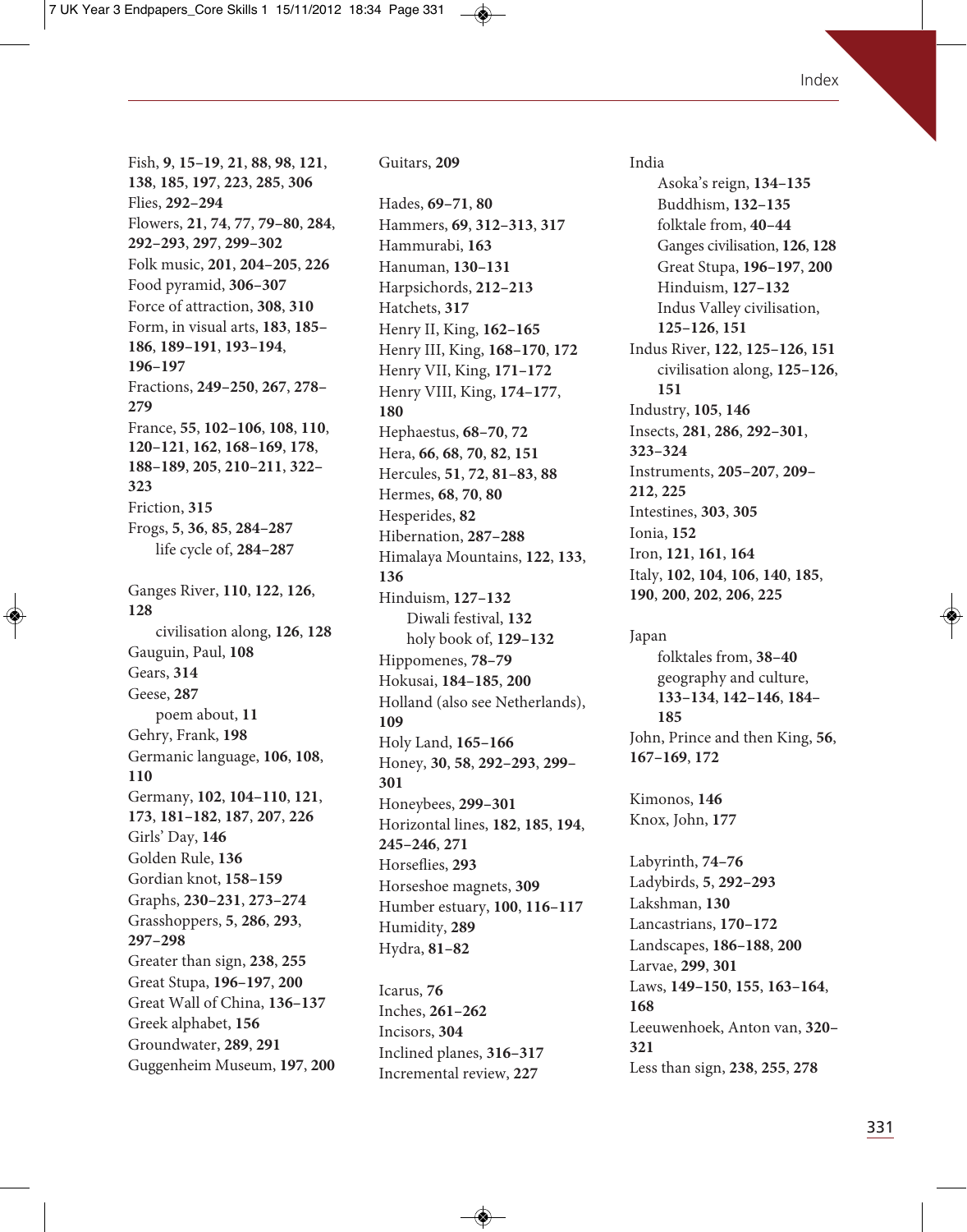# Index

Fish, **9**, **15–19**, **21**, **88**, **98**, **121**, **138**, **185**, **197**, **223**, **285**, **306**
Flies, **292–294**
Flowers, **21**, **74**, **77**, **79–80**, **284**, **292–293**, **297**, **299–302**
Folk music, **201**, **204–205**, **226**
Food pyramid, **306–307**
Force of attraction, **308**, **310**
Form, in visual arts, **183**, **185–186**, **189–191**, **193–194**, **196–197**
Fractions, **249–250**, **267**, **278–279**
France, **55**, **102–106**, **108**, **110**, **120–121**, **162**, **168–169**, **178**, **188–189**, **205**, **210–211**, **322–323**
Friction, **315**
Frogs, **5**, **36**, **85**, **284–287**
    life cycle of, **284–287**

Ganges River, **110**, **122**, **126**, **128**
    civilisation along, **126**, **128**
Gauguin, Paul, **108**
Gears, **314**
Geese, **287**
    poem about, **11**
Gehry, Frank, **198**
Germanic language, **106**, **108**, **110**
Germany, **102**, **104–110**, **121**, **173**, **181–182**, **187**, **207**, **226**
Girls' Day, **146**
Golden Rule, **136**
Gordian knot, **158–159**
Graphs, **230–231**, **273–274**
Grasshoppers, **5**, **286**, **293**, **297–298**
Greater than sign, **238**, **255**
Great Stupa, **196–197**, **200**
Great Wall of China, **136–137**
Greek alphabet, **156**
Groundwater, **289**, **291**
Guggenheim Museum, **197**, **200**
Guitars, **209**

Hades, **69–71**, **80**
Hammers, **69**, **312–313**, **317**
Hammurabi, **163**
Hanuman, **130–131**
Harpsichords, **212–213**
Hatchets, **317**
Henry II, King, **162–165**
Henry III, King, **168–170**, **172**
Henry VII, King, **171–172**
Henry VIII, King, **174–177**, **180**
Hephaestus, **68–70**, **72**
Hera, **66**, **68**, **70**, **82**, **151**
Hercules, **51**, **72**, **81–83**, **88**
Hermes, **68**, **70**, **80**
Hesperides, **82**
Hibernation, **287–288**
Himalaya Mountains, **122**, **133**, **136**
Hinduism, **127–132**
    Diwali festival, **132**
    holy book of, **129–132**
Hippomenes, **78–79**
Hokusai, **184–185**, **200**
Holland (also see Netherlands), **109**
Holy Land, **165–166**
Honey, **30**, **58**, **292–293**, **299–301**
Honeybees, **299–301**
Horizontal lines, **182**, **185**, **194**, **245–246**, **271**
Horseflies, **293**
Horseshoe magnets, **309**
Humber estuary, **100**, **116–117**
Humidity, **289**
Hydra, **81–82**

Icarus, **76**
Inches, **261–262**
Incisors, **304**
Inclined planes, **316–317**
Incremental review, **227**
India
    Asoka's reign, **134–135**
    Buddhism, **132–135**
    folktale from, **40–44**
    Ganges civilisation, **126**, **128**
    Great Stupa, **196–197**, **200**
    Hinduism, **127–132**
    Indus Valley civilisation, **125–126**, **151**
Indus River, **122**, **125–126**, **151**
    civilisation along, **125–126**, **151**
Industry, **105**, **146**
Insects, **281**, **286**, **292–301**, **323–324**
Instruments, **205–207**, **209–212**, **225**
Intestines, **303**, **305**
Ionia, **152**
Iron, **121**, **161**, **164**
Italy, **102**, **104**, **106**, **140**, **185**, **190**, **200**, **202**, **206**, **225**

Japan
    folktales from, **38–40**
    geography and culture, **133–134**, **142–146**, **184–185**
John, Prince and then King, **56**, **167–169**, **172**

Kimonos, **146**
Knox, John, **177**

Labyrinth, **74–76**
Ladybirds, **5**, **292–293**
Lakshman, **130**
Lancastrians, **170–172**
Landscapes, **186–188**, **200**
Larvae, **299**, **301**
Laws, **149–150**, **155**, **163–164**, **168**
Leeuwenhoek, Anton van, **320–321**
Less than sign, **238**, **255**, **278**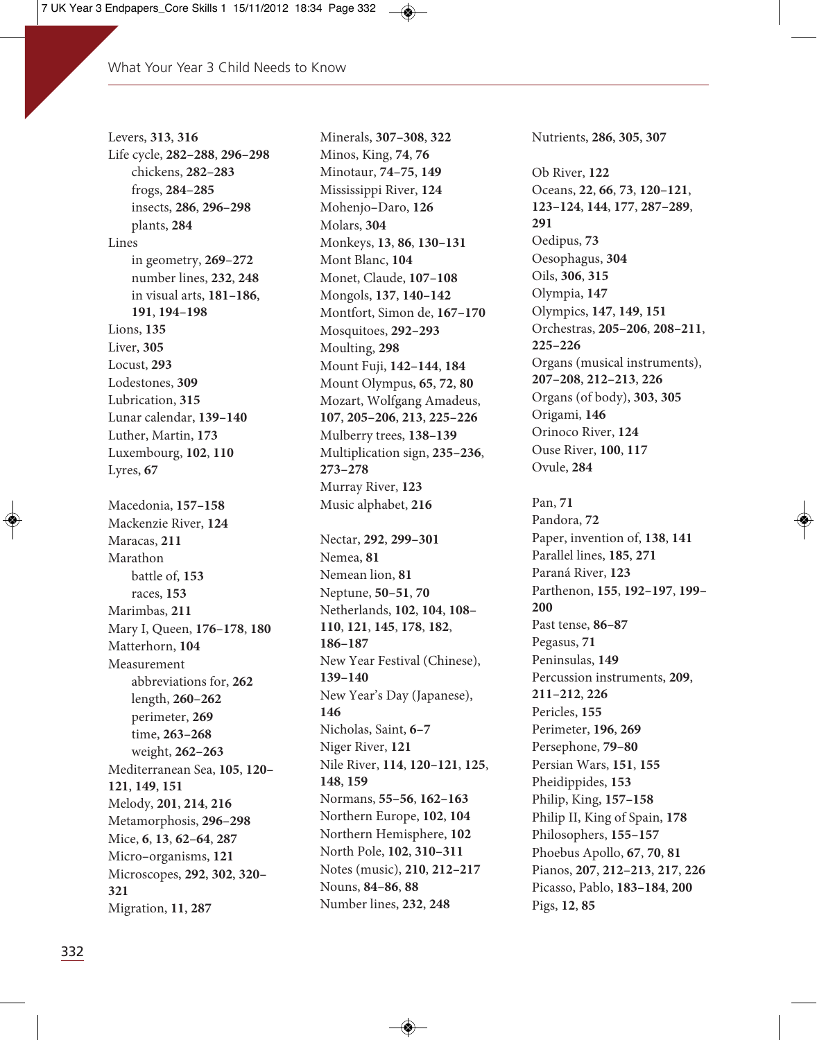Levers, **313**, **316**
Life cycle, **282–288**, **296–298**
- chickens, **282–283**
- frogs, **284–285**
- insects, **286**, **296–298**
- plants, **284**

Lines
- in geometry, **269–272**
- number lines, **232**, **248**
- in visual arts, **181–186**, **191**, **194–198**

Lions, **135**
Liver, **305**
Locust, **293**
Lodestones, **309**
Lubrication, **315**
Lunar calendar, **139–140**
Luther, Martin, **173**
Luxembourg, **102**, **110**
Lyres, **67**

Macedonia, **157–158**
Mackenzie River, **124**
Maracas, **211**
Marathon
- battle of, **153**
- races, **153**

Marimbas, **211**
Mary I, Queen, **176–178**, **180**
Matterhorn, **104**
Measurement
- abbreviations for, **262**
- length, **260–262**
- perimeter, **269**
- time, **263–268**
- weight, **262–263**

Mediterranean Sea, **105**, **120–121**, **149**, **151**
Melody, **201**, **214**, **216**
Metamorphosis, **296–298**
Mice, **6**, **13**, **62–64**, **287**
Micro-organisms, **121**
Microscopes, **292**, **302**, **320–321**
Migration, **11**, **287**

Minerals, **307–308**, **322**
Minos, King, **74**, **76**
Minotaur, **74–75**, **149**
Mississippi River, **124**
Mohenjo-Daro, **126**
Molars, **304**
Monkeys, **13**, **86**, **130–131**
Mont Blanc, **104**
Monet, Claude, **107–108**
Mongols, **137**, **140–142**
Montfort, Simon de, **167–170**
Mosquitoes, **292–293**
Moulting, **298**
Mount Fuji, **142–144**, **184**
Mount Olympus, **65**, **72**, **80**
Mozart, Wolfgang Amadeus, **107**, **205–206**, **213**, **225–226**
Mulberry trees, **138–139**
Multiplication sign, **235–236**, **273–278**
Murray River, **123**
Music alphabet, **216**

Nectar, **292**, **299–301**
Nemea, **81**
Nemean lion, **81**
Neptune, **50–51**, **70**
Netherlands, **102**, **104**, **108–110**, **121**, **145**, **178**, **182**, **186–187**
New Year Festival (Chinese), **139–140**
New Year's Day (Japanese), **146**
Nicholas, Saint, **6–7**
Niger River, **121**
Nile River, **114**, **120–121**, **125**, **148**, **159**
Normans, **55–56**, **162–163**
Northern Europe, **102**, **104**
Northern Hemisphere, **102**
North Pole, **102**, **310–311**
Notes (music), **210**, **212–217**
Nouns, **84–86**, **88**
Number lines, **232**, **248**

Nutrients, **286**, **305**, **307**

Ob River, **122**
Oceans, **22**, **66**, **73**, **120–121**, **123–124**, **144**, **177**, **287–289**, **291**
Oedipus, **73**
Oesophagus, **304**
Oils, **306**, **315**
Olympia, **147**
Olympics, **147**, **149**, **151**
Orchestras, **205–206**, **208–211**, **225–226**
Organs (musical instruments), **207–208**, **212–213**, **226**
Organs (of body), **303**, **305**
Origami, **146**
Orinoco River, **124**
Ouse River, **100**, **117**
Ovule, **284**

Pan, **71**
Pandora, **72**
Paper, invention of, **138**, **141**
Parallel lines, **185**, **271**
Paraná River, **123**
Parthenon, **155**, **192–197**, **199–200**
Past tense, **86–87**
Pegasus, **71**
Peninsulas, **149**
Percussion instruments, **209**, **211–212**, **226**
Pericles, **155**
Perimeter, **196**, **269**
Persephone, **79–80**
Persian Wars, **151**, **155**
Pheidippides, **153**
Philip, King, **157–158**
Philip II, King of Spain, **178**
Philosophers, **155–157**
Phoebus Apollo, **67**, **70**, **81**
Pianos, **207**, **212–213**, **217**, **226**
Picasso, Pablo, **183–184**, **200**
Pigs, **12**, **85**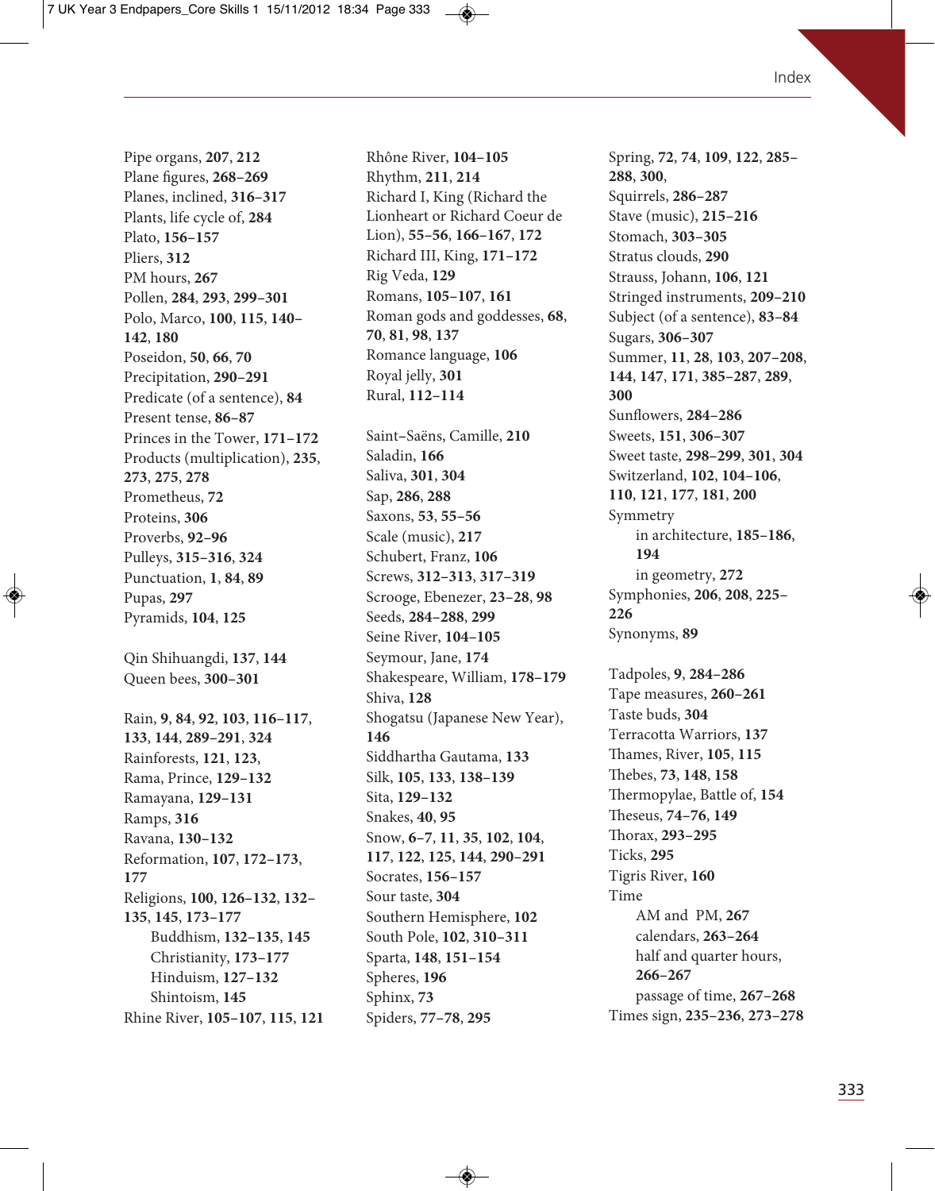Pipe organs, **207**, **212**
Plane figures, **268–269**
Planes, inclined, **316–317**
Plants, life cycle of, **284**
Plato, **156–157**
Pliers, **312**
PM hours, **267**
Pollen, **284**, **293**, **299–301**
Polo, Marco, **100**, **115**, **140–142**, **180**
Poseidon, **50**, **66**, **70**
Precipitation, **290–291**
Predicate (of a sentence), **84**
Present tense, **86–87**
Princes in the Tower, **171–172**
Products (multiplication), **235**, **273**, **275**, **278**
Prometheus, **72**
Proteins, **306**
Proverbs, **92–96**
Pulleys, **315–316**, **324**
Punctuation, **1**, **84**, **89**
Pupas, **297**
Pyramids, **104**, **125**

Qin Shihuangdi, **137**, **144**
Queen bees, **300–301**

Rain, **9**, **84**, **92**, **103**, **116–117**, **133**, **144**, **289–291**, **324**
Rainforests, **121**, **123**,
Rama, Prince, **129–132**
Ramayana, **129–131**
Ramps, **316**
Ravana, **130–132**
Reformation, **107**, **172–173**, **177**
Religions, **100**, **126–132**, **132–135**, **145**, **173–177**
- Buddhism, **132–135**, **145**
- Christianity, **173–177**
- Hinduism, **127–132**
- Shintoism, **145**

Rhine River, **105–107**, **115**, **121**
Rhône River, **104–105**
Rhythm, **211**, **214**
Richard I, King (Richard the Lionheart or Richard Coeur de Lion), **55–56**, **166–167**, **172**
Richard III, King, **171–172**
Rig Veda, **129**
Romans, **105–107**, **161**
Roman gods and goddesses, **68**, **70**, **81**, **98**, **137**
Romance language, **106**
Royal jelly, **301**
Rural, **112–114**

Saint–Saëns, Camille, **210**
Saladin, **166**
Saliva, **301**, **304**
Sap, **286**, **288**
Saxons, **53**, **55–56**
Scale (music), **217**
Schubert, Franz, **106**
Screws, **312–313**, **317–319**
Scrooge, Ebenezer, **23–28**, **98**
Seeds, **284–288**, **299**
Seine River, **104–105**
Seymour, Jane, **174**
Shakespeare, William, **178–179**
Shiva, **128**
Shogatsu (Japanese New Year), **146**
Siddhartha Gautama, **133**
Silk, **105**, **133**, **138–139**
Sita, **129–132**
Snakes, **40**, **95**
Snow, **6–7**, **11**, **35**, **102**, **104**, **117**, **122**, **125**, **144**, **290–291**
Socrates, **156–157**
Sour taste, **304**
Southern Hemisphere, **102**
South Pole, **102**, **310–311**
Sparta, **148**, **151–154**
Spheres, **196**
Sphinx, **73**
Spiders, **77–78**, **295**
Spring, **72**, **74**, **109**, **122**, **285–288**, **300**,
Squirrels, **286–287**
Stave (music), **215–216**
Stomach, **303–305**
Stratus clouds, **290**
Strauss, Johann, **106**, **121**
Stringed instruments, **209–210**
Subject (of a sentence), **83–84**
Sugars, **306–307**
Summer, **11**, **28**, **103**, **207–208**, **144**, **147**, **171**, **385–287**, **289**, **300**
Sunflowers, **284–286**
Sweets, **151**, **306–307**
Sweet taste, **298–299**, **301**, **304**
Switzerland, **102**, **104–106**, **110**, **121**, **177**, **181**, **200**
Symmetry
- in architecture, **185–186**, **194**
- in geometry, **272**

Symphonies, **206**, **208**, **225–226**
Synonyms, **89**

Tadpoles, **9**, **284–286**
Tape measures, **260–261**
Taste buds, **304**
Terracotta Warriors, **137**
Thames, River, **105**, **115**
Thebes, **73**, **148**, **158**
Thermopylae, Battle of, **154**
Theseus, **74–76**, **149**
Thorax, **293–295**
Ticks, **295**
Tigris River, **160**
Time
- AM and PM, **267**
- calendars, **263–264**
- half and quarter hours, **266–267**
- passage of time, **267–268**

Times sign, **235–236**, **273–278**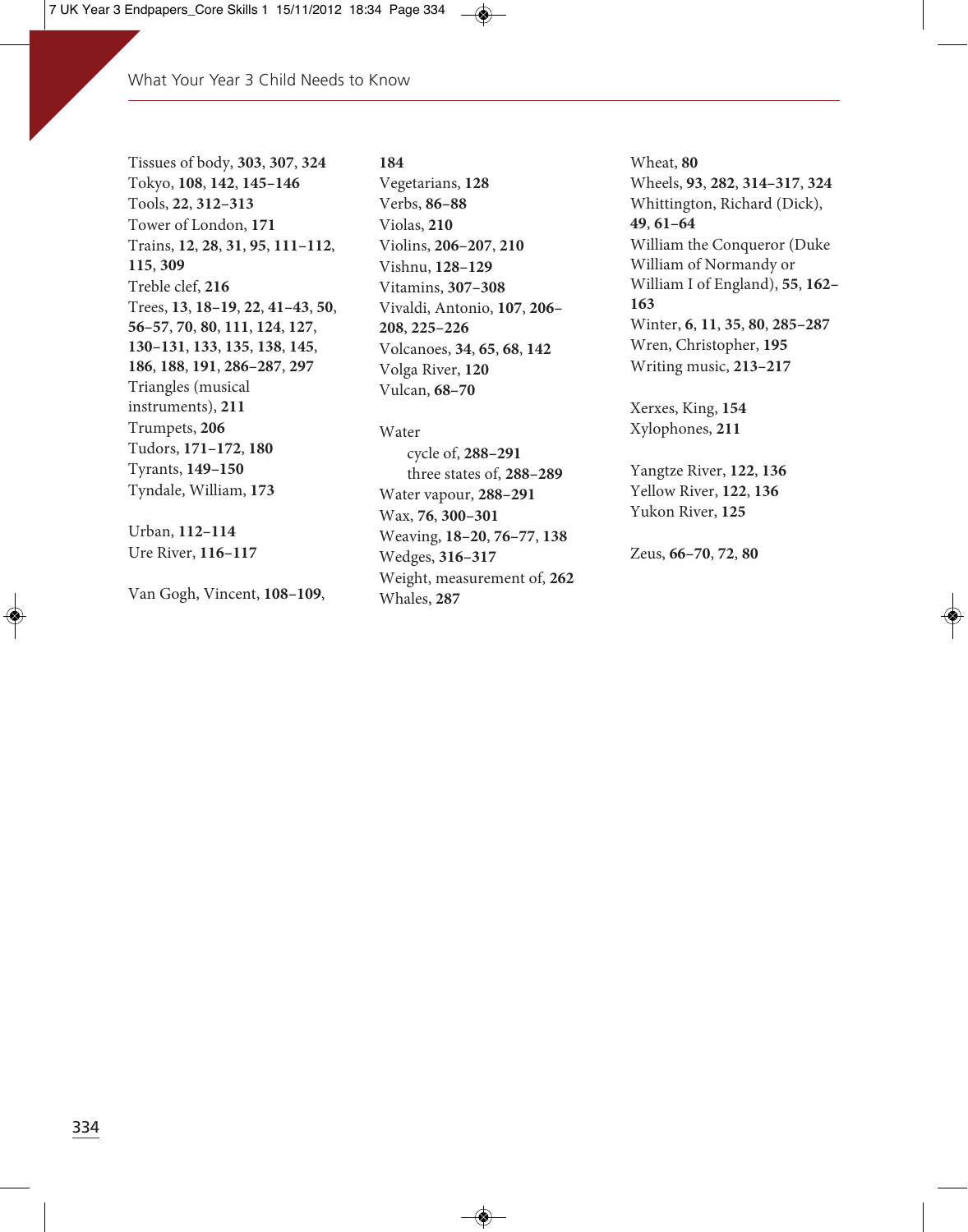Tissues of body, **303**, **307**, **324**
Tokyo, **108**, **142**, **145–146**
Tools, **22**, **312–313**
Tower of London, **171**
Trains, **12**, **28**, **31**, **95**, **111–112**, **115**, **309**
Treble clef, **216**
Trees, **13**, **18–19**, **22**, **41–43**, **50**, **56–57**, **70**, **80**, **111**, **124**, **127**, **130–131**, **133**, **135**, **138**, **145**, **186**, **188**, **191**, **286–287**, **297**
Triangles (musical instruments), **211**
Trumpets, **206**
Tudors, **171–172**, **180**
Tyrants, **149–150**
Tyndale, William, **173**

Urban, **112–114**
Ure River, **116–117**

Van Gogh, Vincent, **108–109**, **184**
Vegetarians, **128**
Verbs, **86–88**
Violas, **210**
Violins, **206–207**, **210**
Vishnu, **128–129**
Vitamins, **307–308**
Vivaldi, Antonio, **107**, **206–208**, **225–226**
Volcanoes, **34**, **65**, **68**, **142**
Volga River, **120**
Vulcan, **68–70**

Water
  cycle of, **288–291**
  three states of, **288–289**
Water vapour, **288–291**
Wax, **76**, **300–301**
Weaving, **18–20**, **76–77**, **138**
Wedges, **316–317**
Weight, measurement of, **262**
Whales, **287**
Wheat, **80**
Wheels, **93**, **282**, **314–317**, **324**
Whittington, Richard (Dick), **49**, **61–64**
William the Conqueror (Duke William of Normandy or William I of England), **55**, **162–163**
Winter, **6**, **11**, **35**, **80**, **285–287**
Wren, Christopher, **195**
Writing music, **213–217**

Xerxes, King, **154**
Xylophones, **211**

Yangtze River, **122**, **136**
Yellow River, **122**, **136**
Yukon River, **125**

Zeus, **66–70**, **72**, **80**